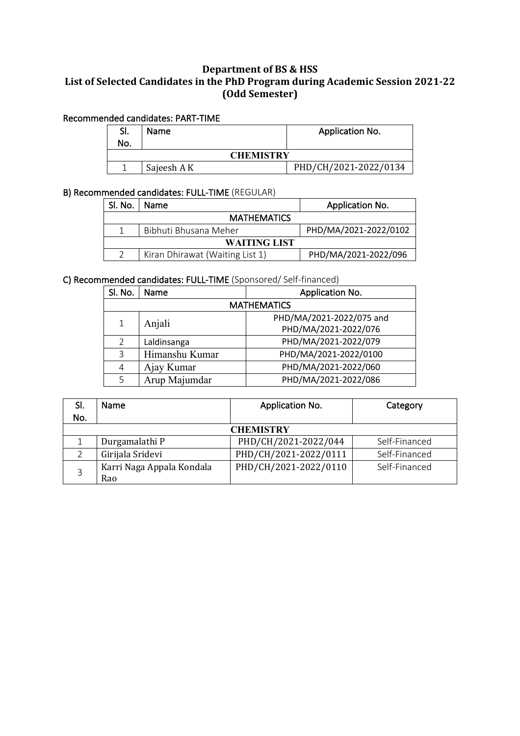# Department of BS & HSS
## List of Selected Candidates in the PhD Program during Academic Session 2021-22 (Odd Semester)

Recommended candidates: PART-TIME

| Sl. No. | Name | Application No. |
|---|---|---|
| **CHEMISTRY** | | |
| 1 | Sajeesh A K | PHD/CH/2021-2022/0134 |

B) Recommended candidates: FULL-TIME (REGULAR)

| Sl. No. | Name | Application No. |
|---|---|---|
| MATHEMATICS | | |
| 1 | Bibhuti Bhusana Meher | PHD/MA/2021-2022/0102 |
| **WAITING LIST** | | |
| 2 | Kiran Dhirawat (Waiting List 1) | PHD/MA/2021-2022/096 |

C) Recommended candidates: FULL-TIME (Sponsored/ Self-financed)

| Sl. No. | Name | Application No. |
|---|---|---|
| MATHEMATICS | | |
| 1 | Anjali | PHD/MA/2021-2022/075 and PHD/MA/2021-2022/076 |
| 2 | Laldinsanga | PHD/MA/2021-2022/079 |
| 3 | Himanshu Kumar | PHD/MA/2021-2022/0100 |
| 4 | Ajay Kumar | PHD/MA/2021-2022/060 |
| 5 | Arup Majumdar | PHD/MA/2021-2022/086 |

| Sl. No. | Name | Application No. | Category |
|---|---|---|---|
| **CHEMISTRY** | | | |
| 1 | Durgamalathi P | PHD/CH/2021-2022/044 | Self-Financed |
| 2 | Girijala Sridevi | PHD/CH/2021-2022/0111 | Self-Financed |
| 3 | Karri Naga Appala Kondala Rao | PHD/CH/2021-2022/0110 | Self-Financed |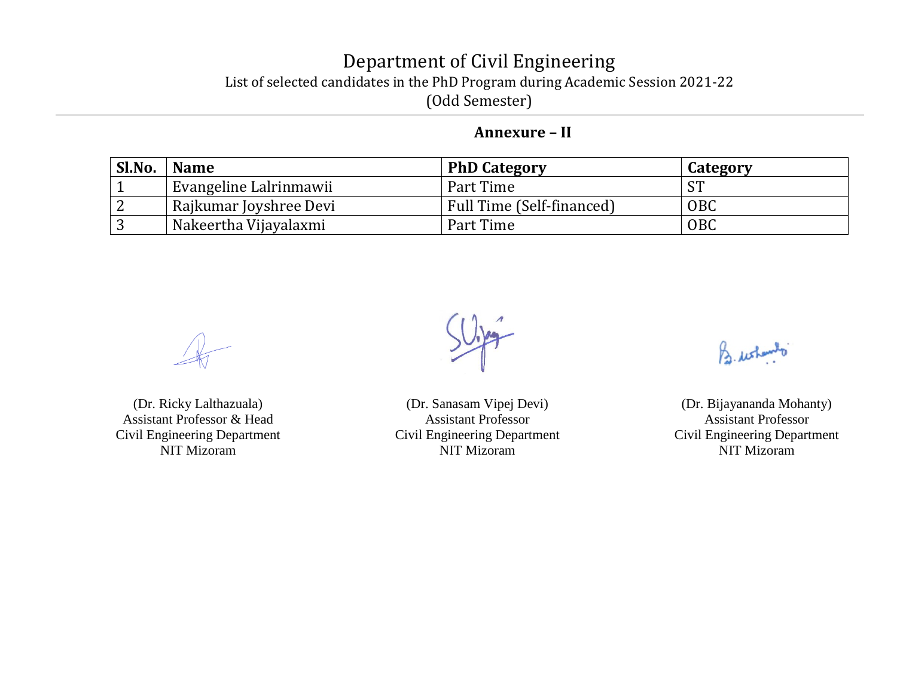# Department of Civil Engineering

List of selected candidates in the PhD Program during Academic Session 2021-22

(Odd Semester)

---

**Annexure – II**

| Sl.No. | Name | PhD Category | Category |
|---|---|---|---|
| 1 | Evangeline Lalrinmawii | Part Time | ST |
| 2 | Rajkumar Joyshree Devi | Full Time (Self-financed) | OBC |
| 3 | Nakeertha Vijayalaxmi | Part Time | OBC |

(Dr. Ricky Lalthazuala)
Assistant Professor & Head
Civil Engineering Department
NIT Mizoram

(Dr. Sanasam Vipej Devi)
Assistant Professor
Civil Engineering Department
NIT Mizoram

(Dr. Bijayananda Mohanty)
Assistant Professor
Civil Engineering Department
NIT Mizoram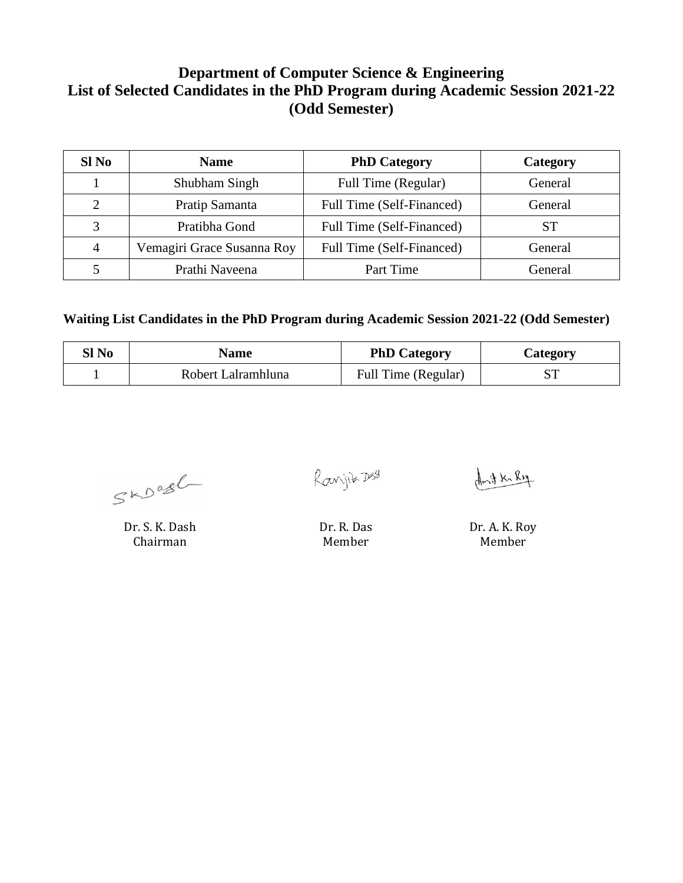## Department of Computer Science & Engineering
## List of Selected Candidates in the PhD Program during Academic Session 2021-22 (Odd Semester)

| Sl No | Name | PhD Category | Category |
|---|---|---|---|
| 1 | Shubham Singh | Full Time (Regular) | General |
| 2 | Pratip Samanta | Full Time (Self-Financed) | General |
| 3 | Pratibha Gond | Full Time (Self-Financed) | ST |
| 4 | Vemagiri Grace Susanna Roy | Full Time (Self-Financed) | General |
| 5 | Prathi Naveena | Part Time | General |

### Waiting List Candidates in the PhD Program during Academic Session 2021-22 (Odd Semester)

| Sl No | Name | PhD Category | Category |
|---|---|---|---|
| 1 | Robert Lalramhluna | Full Time (Regular) | ST |

Dr. S. K. Dash
Chairman

Dr. R. Das
Member

Dr. A. K. Roy
Member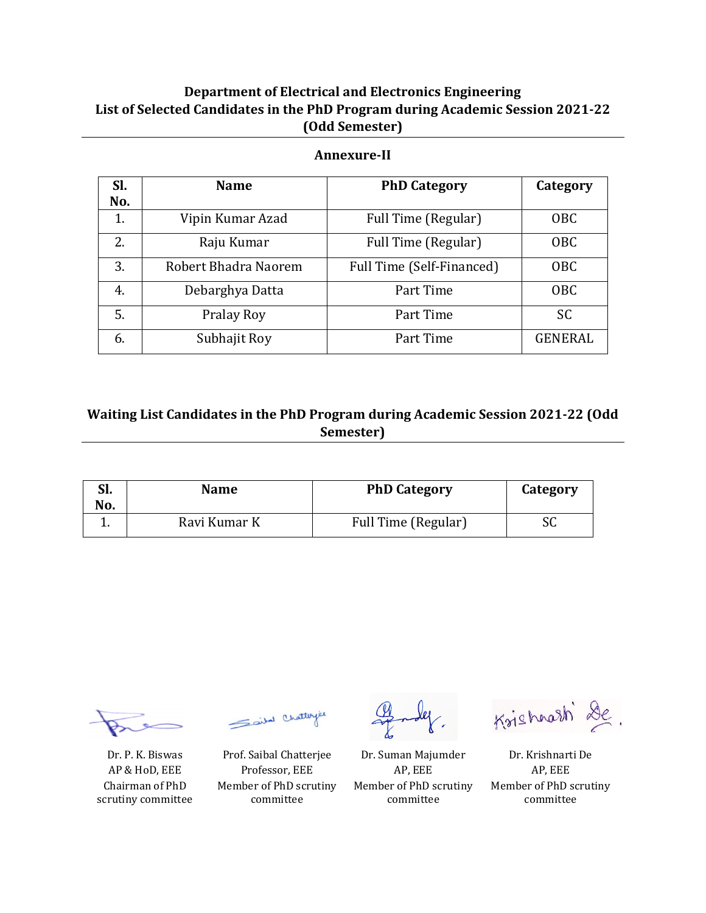## Department of Electrical and Electronics Engineering
## List of Selected Candidates in the PhD Program during Academic Session 2021-22 (Odd Semester)

### Annexure-II

| Sl. No. | Name | PhD Category | Category |
|---|---|---|---|
| 1. | Vipin Kumar Azad | Full Time (Regular) | OBC |
| 2. | Raju Kumar | Full Time (Regular) | OBC |
| 3. | Robert Bhadra Naorem | Full Time (Self-Financed) | OBC |
| 4. | Debarghya Datta | Part Time | OBC |
| 5. | Pralay Roy | Part Time | SC |
| 6. | Subhajit Roy | Part Time | GENERAL |

## Waiting List Candidates in the PhD Program during Academic Session 2021-22 (Odd Semester)

| Sl. No. | Name | PhD Category | Category |
|---|---|---|---|
| 1. | Ravi Kumar K | Full Time (Regular) | SC |

Dr. P. K. Biswas
AP & HoD, EEE
Chairman of PhD scrutiny committee

Prof. Saibal Chatterjee
Professor, EEE
Member of PhD scrutiny committee

Dr. Suman Majumder
AP, EEE
Member of PhD scrutiny committee

Dr. Krishnarti De
AP, EEE
Member of PhD scrutiny committee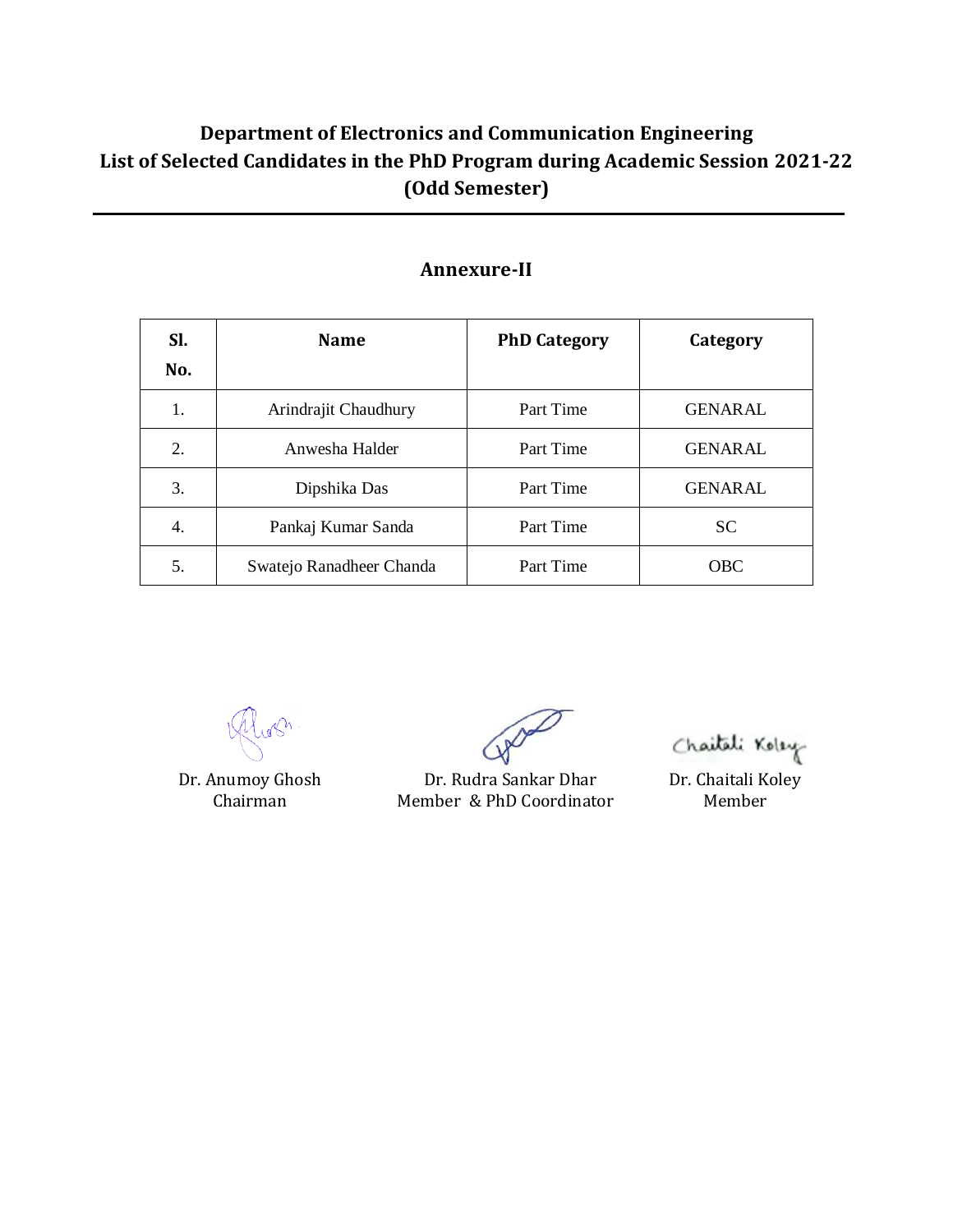# Department of Electronics and Communication Engineering
# List of Selected Candidates in the PhD Program during Academic Session 2021-22 (Odd Semester)

## Annexure-II

| Sl. No. | Name | PhD Category | Category |
|---|---|---|---|
| 1. | Arindrajit Chaudhury | Part Time | GENARAL |
| 2. | Anwesha Halder | Part Time | GENARAL |
| 3. | Dipshika Das | Part Time | GENARAL |
| 4. | Pankaj Kumar Sanda | Part Time | SC |
| 5. | Swatejo Ranadheer Chanda | Part Time | OBC |

Dr. Anumoy Ghosh
Chairman

Dr. Rudra Sankar Dhar
Member & PhD Coordinator

Chaitali Koley
Dr. Chaitali Koley
Member